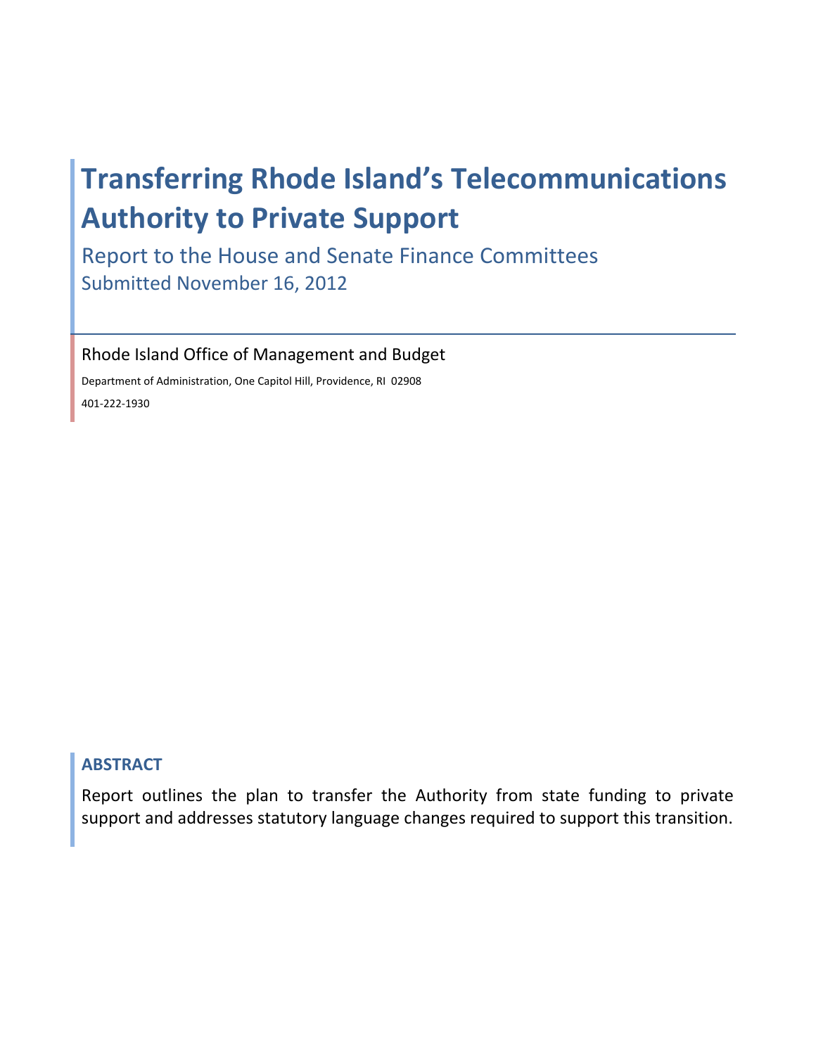# Transferring Rhode Island's Telecommunications Authority to Private Support

Report to the House and Senate Finance Committees

Submitted November 16, 2012

Rhode Island Office of Management and Budget

Department of Administration, One Capitol Hill, Providence, RI 02908

401-222-1930

## ABSTRACT

Report outlines the plan to transfer the Authority from state funding to private support and addresses statutory language changes required to support this transition.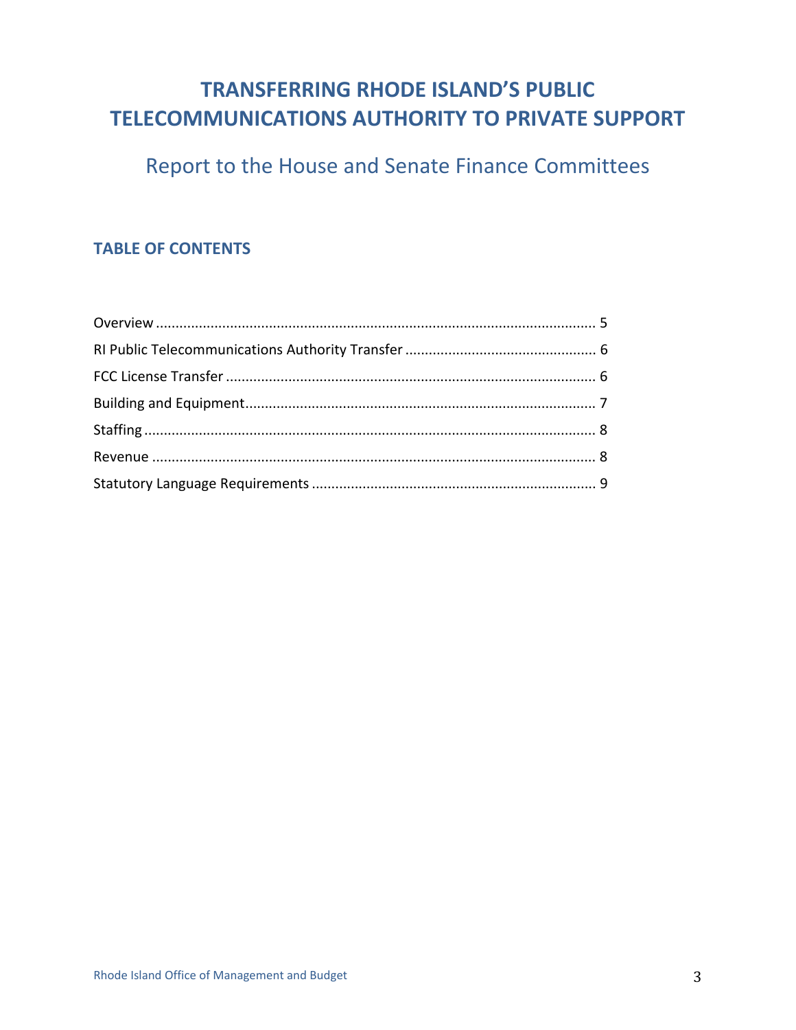# TRANSFERRING RHODE ISLAND'S PUBLIC TELECOMMUNICATIONS AUTHORITY TO PRIVATE SUPPORT

## Report to the House and Senate Finance Committees

### TABLE OF CONTENTS

Overview ............................................................ 5
RI Public Telecommunications Authority Transfer ............................................................ 6
FCC License Transfer ............................................................ 6
Building and Equipment ............................................................ 7
Staffing ............................................................ 8
Revenue ............................................................ 8
Statutory Language Requirements ............................................................ 9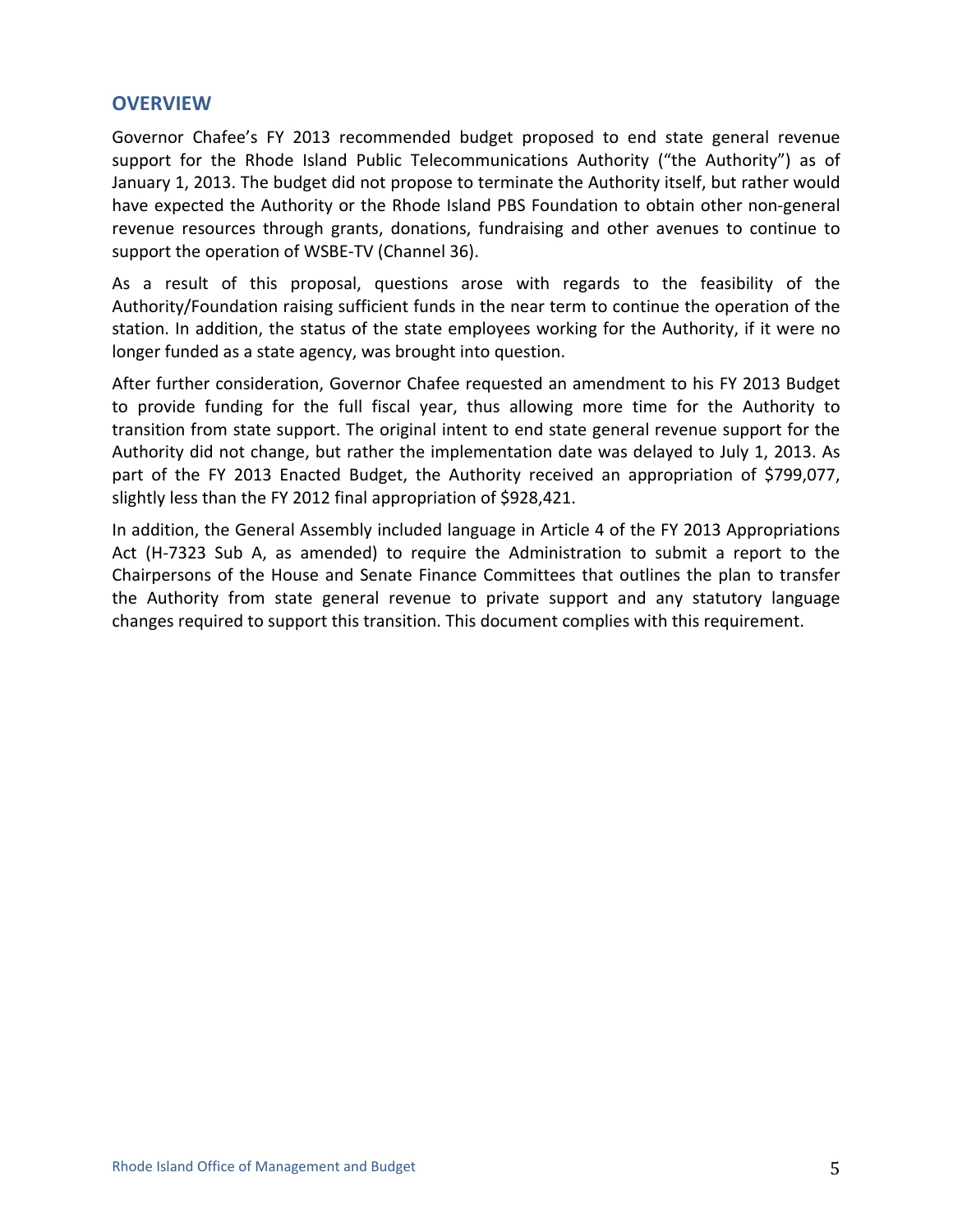## OVERVIEW

Governor Chafee's FY 2013 recommended budget proposed to end state general revenue support for the Rhode Island Public Telecommunications Authority ("the Authority") as of January 1, 2013. The budget did not propose to terminate the Authority itself, but rather would have expected the Authority or the Rhode Island PBS Foundation to obtain other non-general revenue resources through grants, donations, fundraising and other avenues to continue to support the operation of WSBE-TV (Channel 36).

As a result of this proposal, questions arose with regards to the feasibility of the Authority/Foundation raising sufficient funds in the near term to continue the operation of the station. In addition, the status of the state employees working for the Authority, if it were no longer funded as a state agency, was brought into question.

After further consideration, Governor Chafee requested an amendment to his FY 2013 Budget to provide funding for the full fiscal year, thus allowing more time for the Authority to transition from state support. The original intent to end state general revenue support for the Authority did not change, but rather the implementation date was delayed to July 1, 2013. As part of the FY 2013 Enacted Budget, the Authority received an appropriation of $799,077, slightly less than the FY 2012 final appropriation of $928,421.

In addition, the General Assembly included language in Article 4 of the FY 2013 Appropriations Act (H-7323 Sub A, as amended) to require the Administration to submit a report to the Chairpersons of the House and Senate Finance Committees that outlines the plan to transfer the Authority from state general revenue to private support and any statutory language changes required to support this transition. This document complies with this requirement.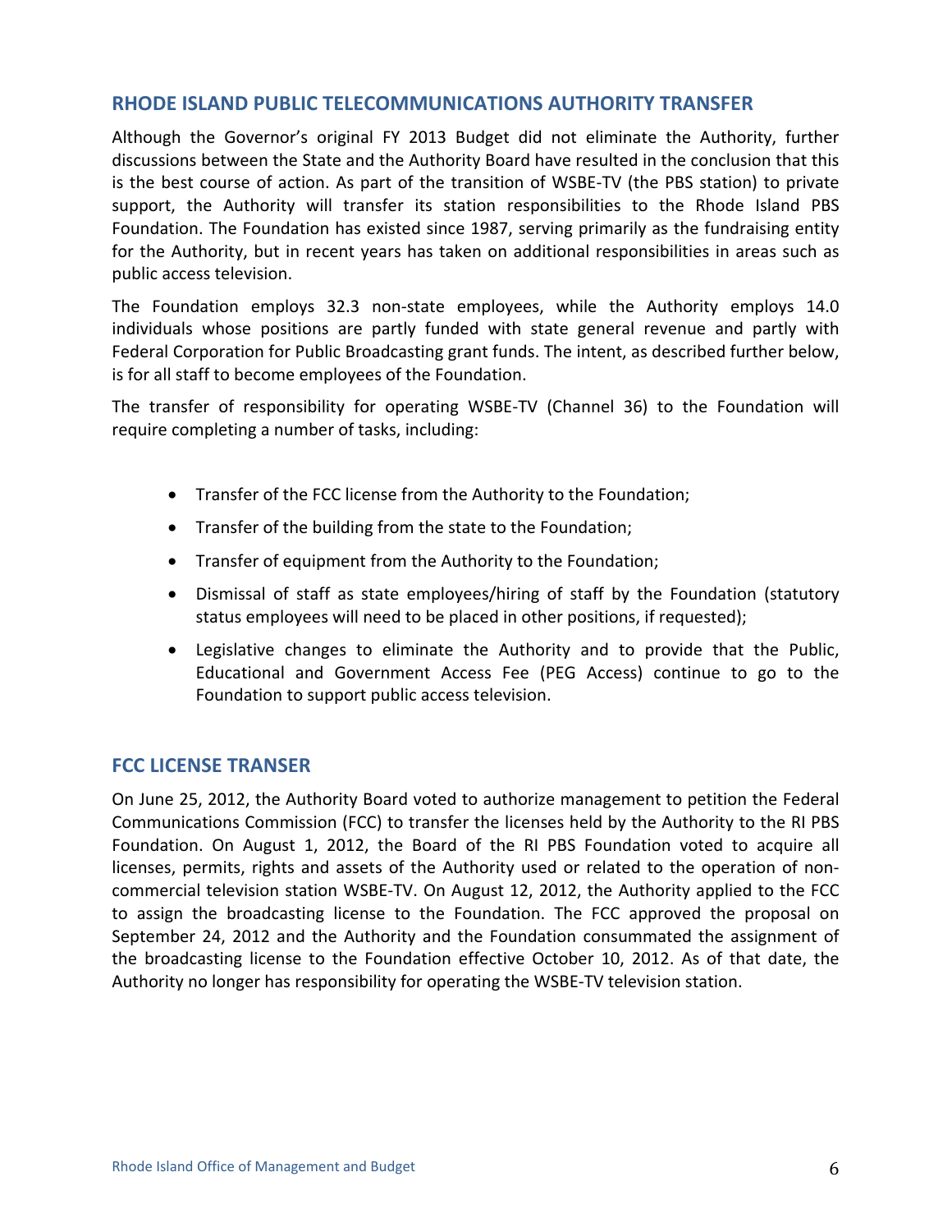## RHODE ISLAND PUBLIC TELECOMMUNICATIONS AUTHORITY TRANSFER

Although the Governor's original FY 2013 Budget did not eliminate the Authority, further discussions between the State and the Authority Board have resulted in the conclusion that this is the best course of action. As part of the transition of WSBE-TV (the PBS station) to private support, the Authority will transfer its station responsibilities to the Rhode Island PBS Foundation. The Foundation has existed since 1987, serving primarily as the fundraising entity for the Authority, but in recent years has taken on additional responsibilities in areas such as public access television.

The Foundation employs 32.3 non-state employees, while the Authority employs 14.0 individuals whose positions are partly funded with state general revenue and partly with Federal Corporation for Public Broadcasting grant funds. The intent, as described further below, is for all staff to become employees of the Foundation.

The transfer of responsibility for operating WSBE-TV (Channel 36) to the Foundation will require completing a number of tasks, including:

- Transfer of the FCC license from the Authority to the Foundation;
- Transfer of the building from the state to the Foundation;
- Transfer of equipment from the Authority to the Foundation;
- Dismissal of staff as state employees/hiring of staff by the Foundation (statutory status employees will need to be placed in other positions, if requested);
- Legislative changes to eliminate the Authority and to provide that the Public, Educational and Government Access Fee (PEG Access) continue to go to the Foundation to support public access television.

## FCC LICENSE TRANSER

On June 25, 2012, the Authority Board voted to authorize management to petition the Federal Communications Commission (FCC) to transfer the licenses held by the Authority to the RI PBS Foundation. On August 1, 2012, the Board of the RI PBS Foundation voted to acquire all licenses, permits, rights and assets of the Authority used or related to the operation of non-commercial television station WSBE-TV. On August 12, 2012, the Authority applied to the FCC to assign the broadcasting license to the Foundation. The FCC approved the proposal on September 24, 2012 and the Authority and the Foundation consummated the assignment of the broadcasting license to the Foundation effective October 10, 2012. As of that date, the Authority no longer has responsibility for operating the WSBE-TV television station.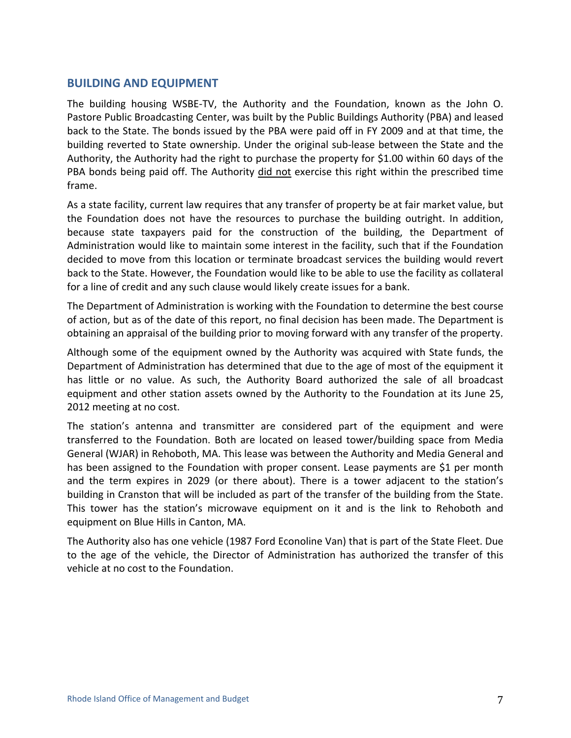## BUILDING AND EQUIPMENT

The building housing WSBE-TV, the Authority and the Foundation, known as the John O. Pastore Public Broadcasting Center, was built by the Public Buildings Authority (PBA) and leased back to the State. The bonds issued by the PBA were paid off in FY 2009 and at that time, the building reverted to State ownership. Under the original sub-lease between the State and the Authority, the Authority had the right to purchase the property for $1.00 within 60 days of the PBA bonds being paid off. The Authority <u>did not</u> exercise this right within the prescribed time frame.

As a state facility, current law requires that any transfer of property be at fair market value, but the Foundation does not have the resources to purchase the building outright. In addition, because state taxpayers paid for the construction of the building, the Department of Administration would like to maintain some interest in the facility, such that if the Foundation decided to move from this location or terminate broadcast services the building would revert back to the State. However, the Foundation would like to be able to use the facility as collateral for a line of credit and any such clause would likely create issues for a bank.

The Department of Administration is working with the Foundation to determine the best course of action, but as of the date of this report, no final decision has been made. The Department is obtaining an appraisal of the building prior to moving forward with any transfer of the property.

Although some of the equipment owned by the Authority was acquired with State funds, the Department of Administration has determined that due to the age of most of the equipment it has little or no value. As such, the Authority Board authorized the sale of all broadcast equipment and other station assets owned by the Authority to the Foundation at its June 25, 2012 meeting at no cost.

The station's antenna and transmitter are considered part of the equipment and were transferred to the Foundation. Both are located on leased tower/building space from Media General (WJAR) in Rehoboth, MA. This lease was between the Authority and Media General and has been assigned to the Foundation with proper consent. Lease payments are $1 per month and the term expires in 2029 (or there about). There is a tower adjacent to the station's building in Cranston that will be included as part of the transfer of the building from the State. This tower has the station's microwave equipment on it and is the link to Rehoboth and equipment on Blue Hills in Canton, MA.

The Authority also has one vehicle (1987 Ford Econoline Van) that is part of the State Fleet. Due to the age of the vehicle, the Director of Administration has authorized the transfer of this vehicle at no cost to the Foundation.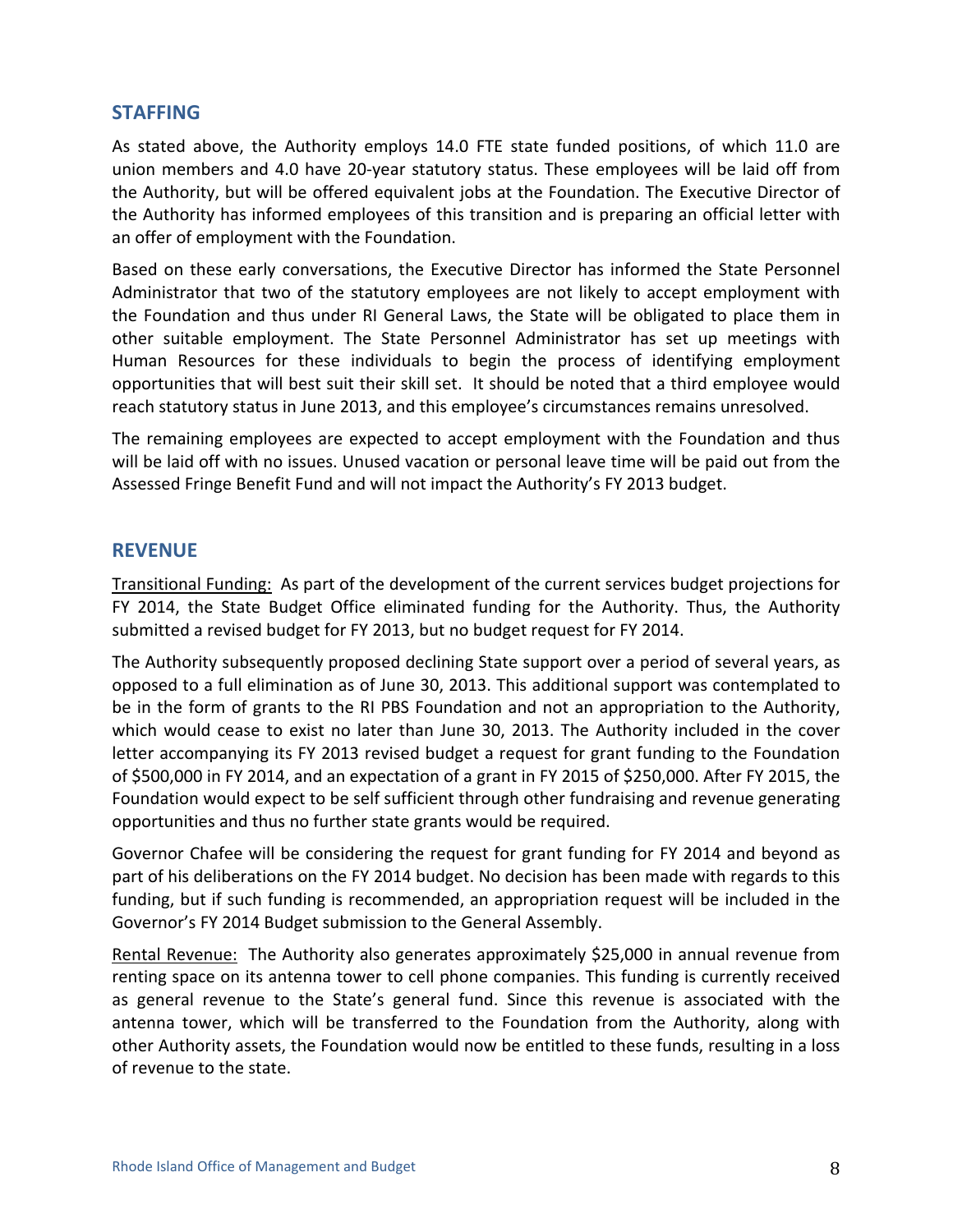## STAFFING

As stated above, the Authority employs 14.0 FTE state funded positions, of which 11.0 are union members and 4.0 have 20-year statutory status. These employees will be laid off from the Authority, but will be offered equivalent jobs at the Foundation. The Executive Director of the Authority has informed employees of this transition and is preparing an official letter with an offer of employment with the Foundation.

Based on these early conversations, the Executive Director has informed the State Personnel Administrator that two of the statutory employees are not likely to accept employment with the Foundation and thus under RI General Laws, the State will be obligated to place them in other suitable employment. The State Personnel Administrator has set up meetings with Human Resources for these individuals to begin the process of identifying employment opportunities that will best suit their skill set. It should be noted that a third employee would reach statutory status in June 2013, and this employee's circumstances remains unresolved.

The remaining employees are expected to accept employment with the Foundation and thus will be laid off with no issues. Unused vacation or personal leave time will be paid out from the Assessed Fringe Benefit Fund and will not impact the Authority's FY 2013 budget.

## REVENUE

<u>Transitional Funding:</u> As part of the development of the current services budget projections for FY 2014, the State Budget Office eliminated funding for the Authority. Thus, the Authority submitted a revised budget for FY 2013, but no budget request for FY 2014.

The Authority subsequently proposed declining State support over a period of several years, as opposed to a full elimination as of June 30, 2013. This additional support was contemplated to be in the form of grants to the RI PBS Foundation and not an appropriation to the Authority, which would cease to exist no later than June 30, 2013. The Authority included in the cover letter accompanying its FY 2013 revised budget a request for grant funding to the Foundation of $500,000 in FY 2014, and an expectation of a grant in FY 2015 of $250,000. After FY 2015, the Foundation would expect to be self sufficient through other fundraising and revenue generating opportunities and thus no further state grants would be required.

Governor Chafee will be considering the request for grant funding for FY 2014 and beyond as part of his deliberations on the FY 2014 budget. No decision has been made with regards to this funding, but if such funding is recommended, an appropriation request will be included in the Governor's FY 2014 Budget submission to the General Assembly.

<u>Rental Revenue:</u> The Authority also generates approximately $25,000 in annual revenue from renting space on its antenna tower to cell phone companies. This funding is currently received as general revenue to the State's general fund. Since this revenue is associated with the antenna tower, which will be transferred to the Foundation from the Authority, along with other Authority assets, the Foundation would now be entitled to these funds, resulting in a loss of revenue to the state.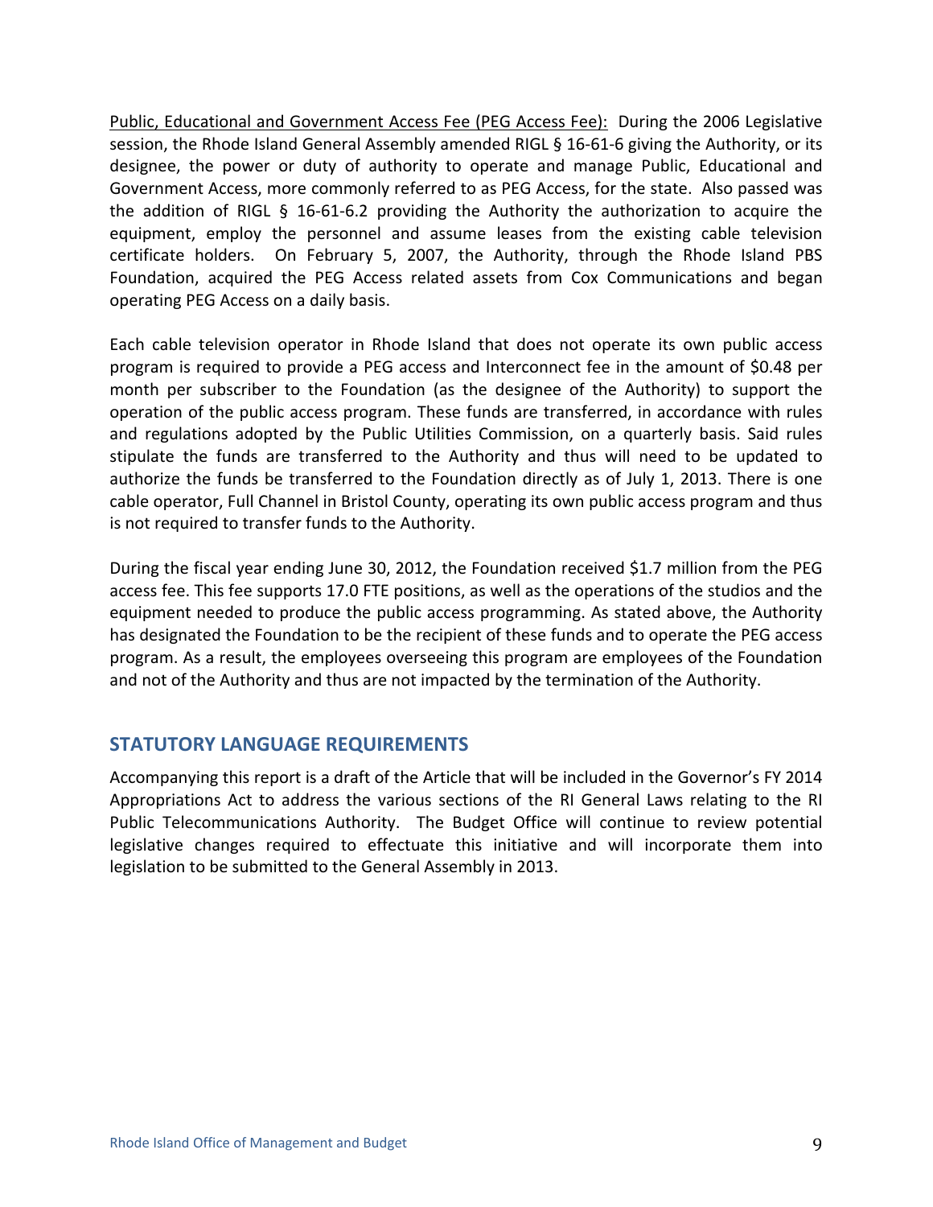Public, Educational and Government Access Fee (PEG Access Fee): During the 2006 Legislative session, the Rhode Island General Assembly amended RIGL § 16-61-6 giving the Authority, or its designee, the power or duty of authority to operate and manage Public, Educational and Government Access, more commonly referred to as PEG Access, for the state. Also passed was the addition of RIGL § 16-61-6.2 providing the Authority the authorization to acquire the equipment, employ the personnel and assume leases from the existing cable television certificate holders. On February 5, 2007, the Authority, through the Rhode Island PBS Foundation, acquired the PEG Access related assets from Cox Communications and began operating PEG Access on a daily basis.

Each cable television operator in Rhode Island that does not operate its own public access program is required to provide a PEG access and Interconnect fee in the amount of $0.48 per month per subscriber to the Foundation (as the designee of the Authority) to support the operation of the public access program. These funds are transferred, in accordance with rules and regulations adopted by the Public Utilities Commission, on a quarterly basis. Said rules stipulate the funds are transferred to the Authority and thus will need to be updated to authorize the funds be transferred to the Foundation directly as of July 1, 2013. There is one cable operator, Full Channel in Bristol County, operating its own public access program and thus is not required to transfer funds to the Authority.

During the fiscal year ending June 30, 2012, the Foundation received $1.7 million from the PEG access fee. This fee supports 17.0 FTE positions, as well as the operations of the studios and the equipment needed to produce the public access programming. As stated above, the Authority has designated the Foundation to be the recipient of these funds and to operate the PEG access program. As a result, the employees overseeing this program are employees of the Foundation and not of the Authority and thus are not impacted by the termination of the Authority.

## STATUTORY LANGUAGE REQUIREMENTS

Accompanying this report is a draft of the Article that will be included in the Governor's FY 2014 Appropriations Act to address the various sections of the RI General Laws relating to the RI Public Telecommunications Authority. The Budget Office will continue to review potential legislative changes required to effectuate this initiative and will incorporate them into legislation to be submitted to the General Assembly in 2013.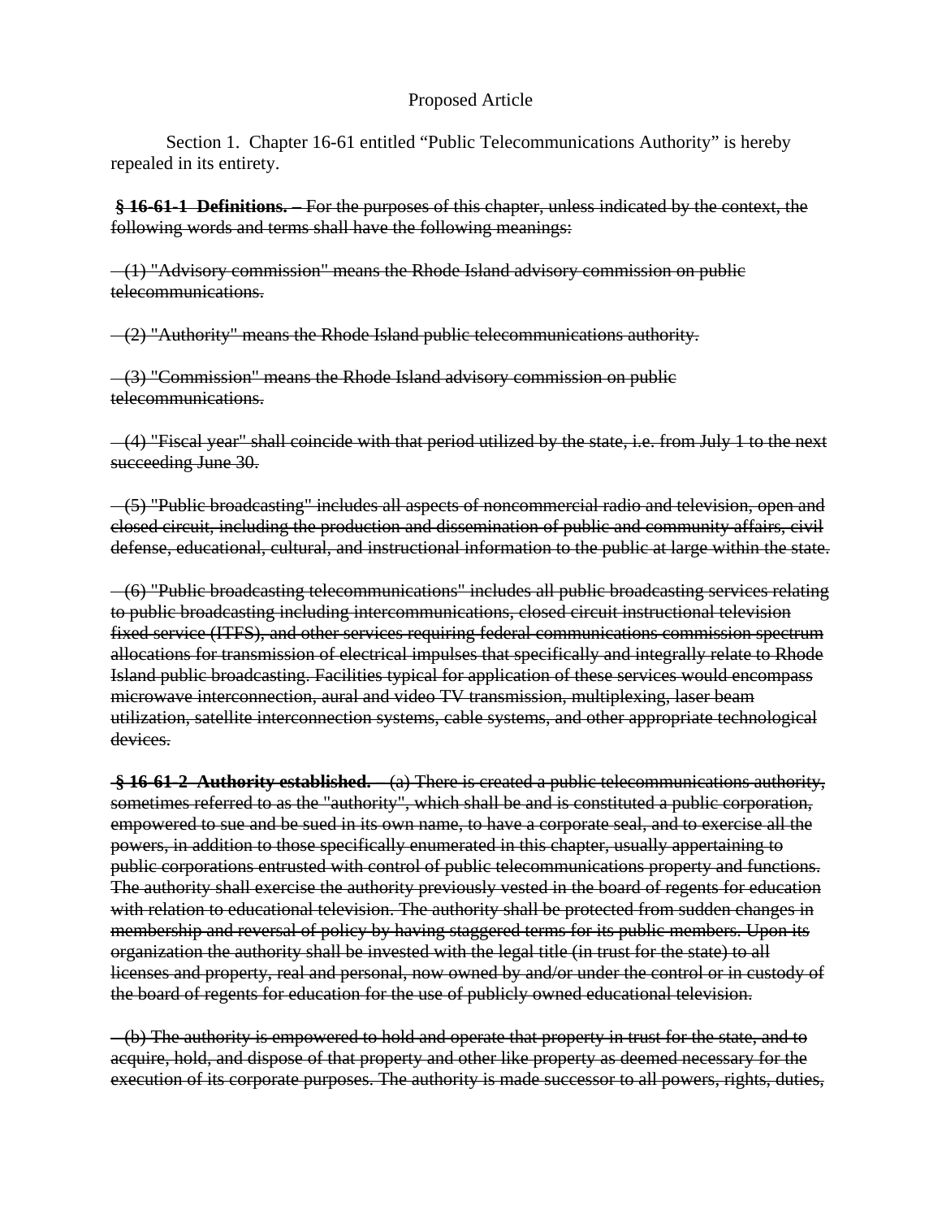Proposed Article

Section 1. Chapter 16-61 entitled “Public Telecommunications Authority” is hereby repealed in its entirety.

~~**§ 16-61-1 Definitions. –** For the purposes of this chapter, unless indicated by the context, the following words and terms shall have the following meanings:~~

~~(1) "Advisory commission" means the Rhode Island advisory commission on public telecommunications.~~

~~(2) "Authority" means the Rhode Island public telecommunications authority.~~

~~(3) "Commission" means the Rhode Island advisory commission on public telecommunications.~~

~~(4) "Fiscal year" shall coincide with that period utilized by the state, i.e. from July 1 to the next succeeding June 30.~~

~~(5) "Public broadcasting" includes all aspects of noncommercial radio and television, open and closed circuit, including the production and dissemination of public and community affairs, civil defense, educational, cultural, and instructional information to the public at large within the state.~~

~~(6) "Public broadcasting telecommunications" includes all public broadcasting services relating to public broadcasting including intercommunications, closed circuit instructional television fixed service (ITFS), and other services requiring federal communications commission spectrum allocations for transmission of electrical impulses that specifically and integrally relate to Rhode Island public broadcasting. Facilities typical for application of these services would encompass microwave interconnection, aural and video TV transmission, multiplexing, laser beam utilization, satellite interconnection systems, cable systems, and other appropriate technological devices.~~

~~**§ 16-61-2 Authority established. –** (a) There is created a public telecommunications authority, sometimes referred to as the "authority", which shall be and is constituted a public corporation, empowered to sue and be sued in its own name, to have a corporate seal, and to exercise all the powers, in addition to those specifically enumerated in this chapter, usually appertaining to public corporations entrusted with control of public telecommunications property and functions. The authority shall exercise the authority previously vested in the board of regents for education with relation to educational television. The authority shall be protected from sudden changes in membership and reversal of policy by having staggered terms for its public members. Upon its organization the authority shall be invested with the legal title (in trust for the state) to all licenses and property, real and personal, now owned by and/or under the control or in custody of the board of regents for education for the use of publicly owned educational television.~~

~~(b) The authority is empowered to hold and operate that property in trust for the state, and to acquire, hold, and dispose of that property and other like property as deemed necessary for the execution of its corporate purposes. The authority is made successor to all powers, rights, duties,~~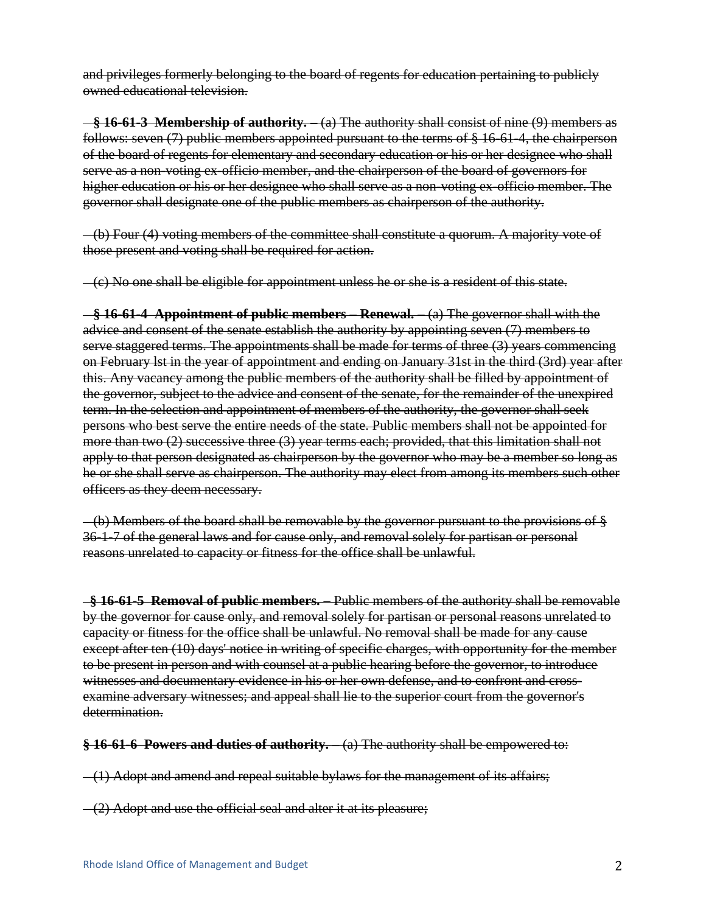~~and privileges formerly belonging to the board of regents for education pertaining to publicly owned educational television.~~

~~**§ 16-61-3 Membership of authority. –** (a) The authority shall consist of nine (9) members as follows: seven (7) public members appointed pursuant to the terms of § 16-61-4, the chairperson of the board of regents for elementary and secondary education or his or her designee who shall serve as a non-voting ex-officio member, and the chairperson of the board of governors for higher education or his or her designee who shall serve as a non-voting ex-officio member. The governor shall designate one of the public members as chairperson of the authority.~~

~~(b) Four (4) voting members of the committee shall constitute a quorum. A majority vote of those present and voting shall be required for action.~~

~~(c) No one shall be eligible for appointment unless he or she is a resident of this state.~~

~~**§ 16-61-4 Appointment of public members – Renewal. –** (a) The governor shall with the advice and consent of the senate establish the authority by appointing seven (7) members to serve staggered terms. The appointments shall be made for terms of three (3) years commencing on February lst in the year of appointment and ending on January 31st in the third (3rd) year after this. Any vacancy among the public members of the authority shall be filled by appointment of the governor, subject to the advice and consent of the senate, for the remainder of the unexpired term. In the selection and appointment of members of the authority, the governor shall seek persons who best serve the entire needs of the state. Public members shall not be appointed for more than two (2) successive three (3) year terms each; provided, that this limitation shall not apply to that person designated as chairperson by the governor who may be a member so long as he or she shall serve as chairperson. The authority may elect from among its members such other officers as they deem necessary.~~

~~(b) Members of the board shall be removable by the governor pursuant to the provisions of § 36-1-7 of the general laws and for cause only, and removal solely for partisan or personal reasons unrelated to capacity or fitness for the office shall be unlawful.~~

~~**§ 16-61-5 Removal of public members. –** Public members of the authority shall be removable by the governor for cause only, and removal solely for partisan or personal reasons unrelated to capacity or fitness for the office shall be unlawful. No removal shall be made for any cause except after ten (10) days' notice in writing of specific charges, with opportunity for the member to be present in person and with counsel at a public hearing before the governor, to introduce witnesses and documentary evidence in his or her own defense, and to confront and cross-examine adversary witnesses; and appeal shall lie to the superior court from the governor's determination.~~

~~**§ 16-61-6 Powers and duties of authority. –** (a) The authority shall be empowered to:~~

~~(1) Adopt and amend and repeal suitable bylaws for the management of its affairs;~~

~~(2) Adopt and use the official seal and alter it at its pleasure;~~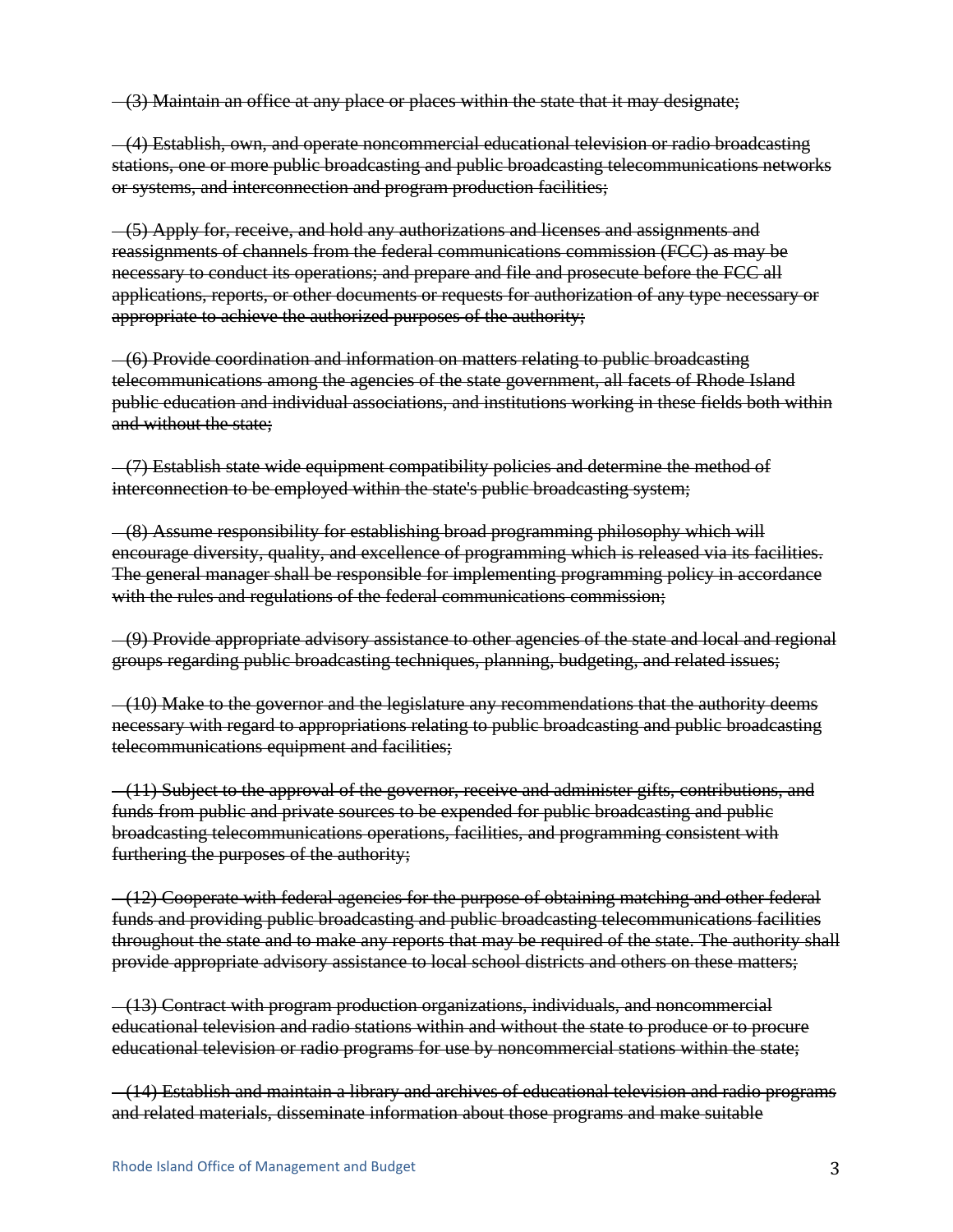~~(3) Maintain an office at any place or places within the state that it may designate;~~

~~(4) Establish, own, and operate noncommercial educational television or radio broadcasting stations, one or more public broadcasting and public broadcasting telecommunications networks or systems, and interconnection and program production facilities;~~

~~(5) Apply for, receive, and hold any authorizations and licenses and assignments and reassignments of channels from the federal communications commission (FCC) as may be necessary to conduct its operations; and prepare and file and prosecute before the FCC all applications, reports, or other documents or requests for authorization of any type necessary or appropriate to achieve the authorized purposes of the authority;~~

~~(6) Provide coordination and information on matters relating to public broadcasting telecommunications among the agencies of the state government, all facets of Rhode Island public education and individual associations, and institutions working in these fields both within and without the state;~~

~~(7) Establish state wide equipment compatibility policies and determine the method of interconnection to be employed within the state's public broadcasting system;~~

~~(8) Assume responsibility for establishing broad programming philosophy which will encourage diversity, quality, and excellence of programming which is released via its facilities. The general manager shall be responsible for implementing programming policy in accordance with the rules and regulations of the federal communications commission;~~

~~(9) Provide appropriate advisory assistance to other agencies of the state and local and regional groups regarding public broadcasting techniques, planning, budgeting, and related issues;~~

~~(10) Make to the governor and the legislature any recommendations that the authority deems necessary with regard to appropriations relating to public broadcasting and public broadcasting telecommunications equipment and facilities;~~

~~(11) Subject to the approval of the governor, receive and administer gifts, contributions, and funds from public and private sources to be expended for public broadcasting and public broadcasting telecommunications operations, facilities, and programming consistent with furthering the purposes of the authority;~~

~~(12) Cooperate with federal agencies for the purpose of obtaining matching and other federal funds and providing public broadcasting and public broadcasting telecommunications facilities throughout the state and to make any reports that may be required of the state. The authority shall provide appropriate advisory assistance to local school districts and others on these matters;~~

~~(13) Contract with program production organizations, individuals, and noncommercial educational television and radio stations within and without the state to produce or to procure educational television or radio programs for use by noncommercial stations within the state;~~

~~(14) Establish and maintain a library and archives of educational television and radio programs and related materials, disseminate information about those programs and make suitable~~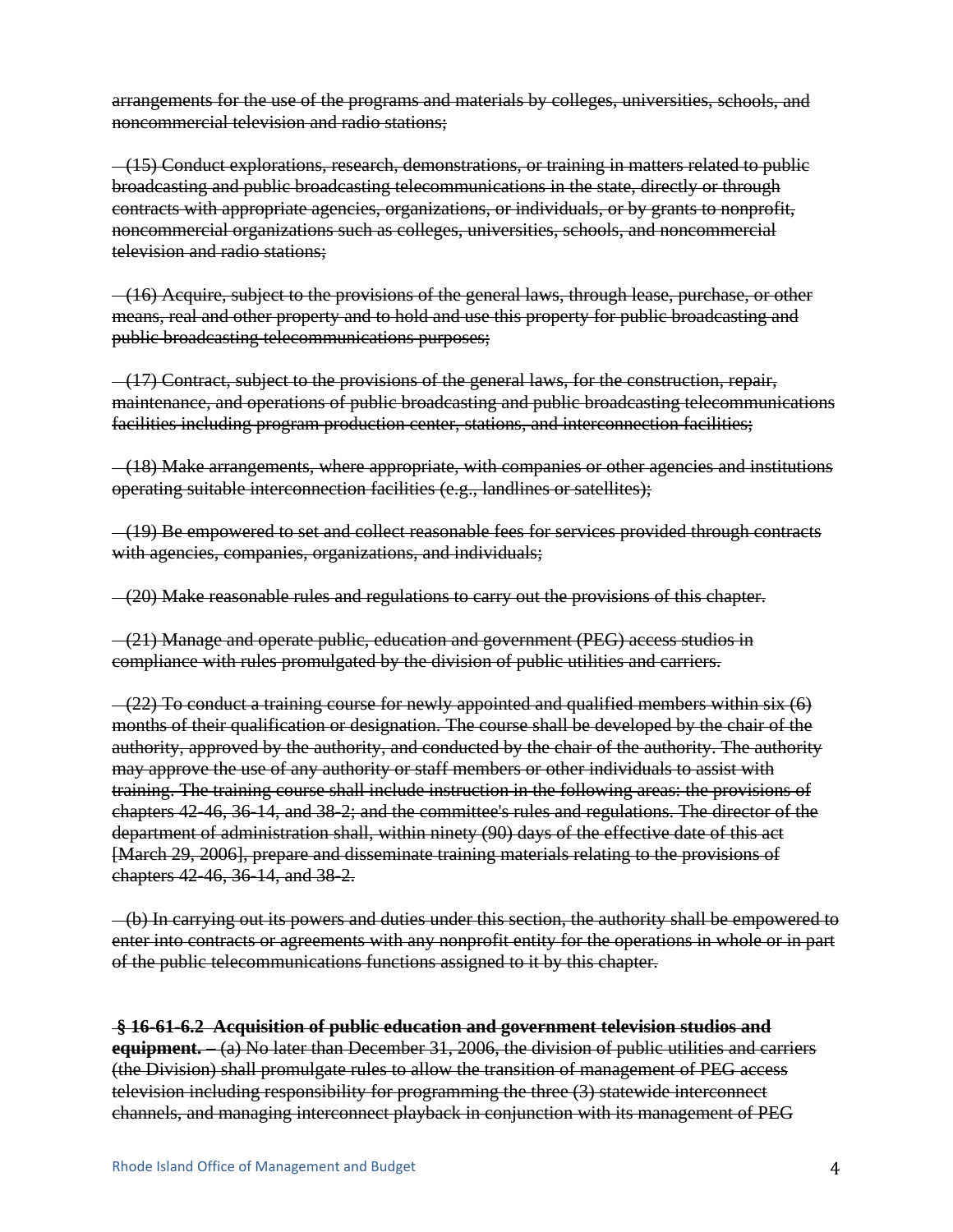~~arrangements for the use of the programs and materials by colleges, universities, schools, and noncommercial television and radio stations;~~

~~(15) Conduct explorations, research, demonstrations, or training in matters related to public broadcasting and public broadcasting telecommunications in the state, directly or through contracts with appropriate agencies, organizations, or individuals, or by grants to nonprofit, noncommercial organizations such as colleges, universities, schools, and noncommercial television and radio stations;~~

~~(16) Acquire, subject to the provisions of the general laws, through lease, purchase, or other means, real and other property and to hold and use this property for public broadcasting and public broadcasting telecommunications purposes;~~

~~(17) Contract, subject to the provisions of the general laws, for the construction, repair, maintenance, and operations of public broadcasting and public broadcasting telecommunications facilities including program production center, stations, and interconnection facilities;~~

~~(18) Make arrangements, where appropriate, with companies or other agencies and institutions operating suitable interconnection facilities (e.g., landlines or satellites);~~

~~(19) Be empowered to set and collect reasonable fees for services provided through contracts with agencies, companies, organizations, and individuals;~~

~~(20) Make reasonable rules and regulations to carry out the provisions of this chapter.~~

~~(21) Manage and operate public, education and government (PEG) access studios in compliance with rules promulgated by the division of public utilities and carriers.~~

~~(22) To conduct a training course for newly appointed and qualified members within six (6) months of their qualification or designation. The course shall be developed by the chair of the authority, approved by the authority, and conducted by the chair of the authority. The authority may approve the use of any authority or staff members or other individuals to assist with training. The training course shall include instruction in the following areas: the provisions of chapters 42-46, 36-14, and 38-2; and the committee's rules and regulations. The director of the department of administration shall, within ninety (90) days of the effective date of this act [March 29, 2006], prepare and disseminate training materials relating to the provisions of chapters 42-46, 36-14, and 38-2.~~

~~(b) In carrying out its powers and duties under this section, the authority shall be empowered to enter into contracts or agreements with any nonprofit entity for the operations in whole or in part of the public telecommunications functions assigned to it by this chapter.~~

~~**§ 16-61-6.2 Acquisition of public education and government television studios and equipment.** – (a) No later than December 31, 2006, the division of public utilities and carriers (the Division) shall promulgate rules to allow the transition of management of PEG access television including responsibility for programming the three (3) statewide interconnect channels, and managing interconnect playback in conjunction with its management of PEG~~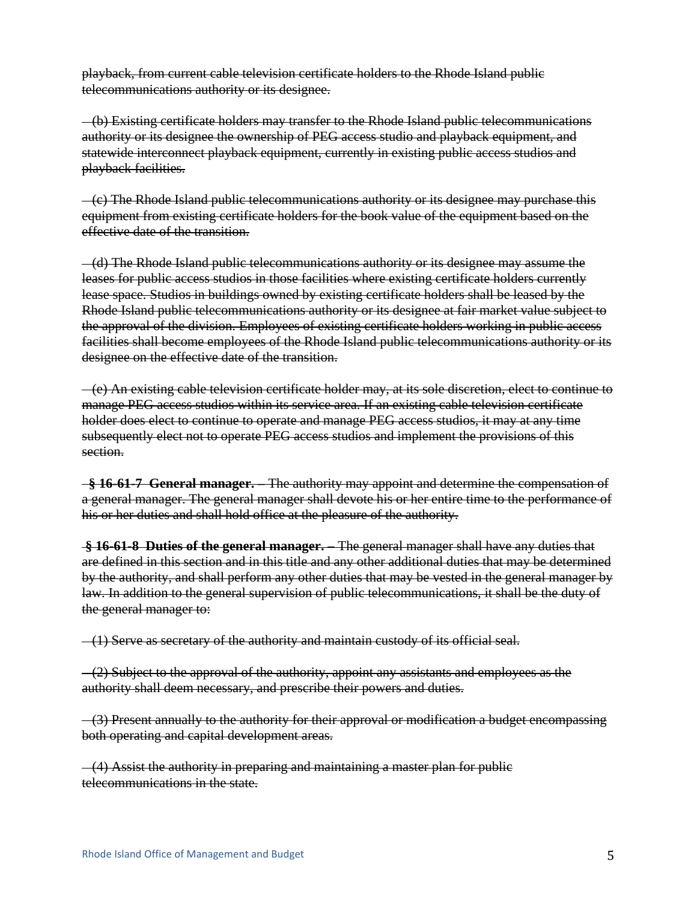~~playback, from current cable television certificate holders to the Rhode Island public telecommunications authority or its designee.~~

~~(b) Existing certificate holders may transfer to the Rhode Island public telecommunications authority or its designee the ownership of PEG access studio and playback equipment, and statewide interconnect playback equipment, currently in existing public access studios and playback facilities.~~

~~(c) The Rhode Island public telecommunications authority or its designee may purchase this equipment from existing certificate holders for the book value of the equipment based on the effective date of the transition.~~

~~(d) The Rhode Island public telecommunications authority or its designee may assume the leases for public access studios in those facilities where existing certificate holders currently lease space. Studios in buildings owned by existing certificate holders shall be leased by the Rhode Island public telecommunications authority or its designee at fair market value subject to the approval of the division. Employees of existing certificate holders working in public access facilities shall become employees of the Rhode Island public telecommunications authority or its designee on the effective date of the transition.~~

~~(e) An existing cable television certificate holder may, at its sole discretion, elect to continue to manage PEG access studios within its service area. If an existing cable television certificate holder does elect to continue to operate and manage PEG access studios, it may at any time subsequently elect not to operate PEG access studios and implement the provisions of this section.~~

~~**§ 16-61-7 General manager.** – The authority may appoint and determine the compensation of a general manager. The general manager shall devote his or her entire time to the performance of his or her duties and shall hold office at the pleasure of the authority.~~

~~**§ 16-61-8 Duties of the general manager.** – The general manager shall have any duties that are defined in this section and in this title and any other additional duties that may be determined by the authority, and shall perform any other duties that may be vested in the general manager by law. In addition to the general supervision of public telecommunications, it shall be the duty of the general manager to:~~

~~(1) Serve as secretary of the authority and maintain custody of its official seal.~~

~~(2) Subject to the approval of the authority, appoint any assistants and employees as the authority shall deem necessary, and prescribe their powers and duties.~~

~~(3) Present annually to the authority for their approval or modification a budget encompassing both operating and capital development areas.~~

~~(4) Assist the authority in preparing and maintaining a master plan for public telecommunications in the state.~~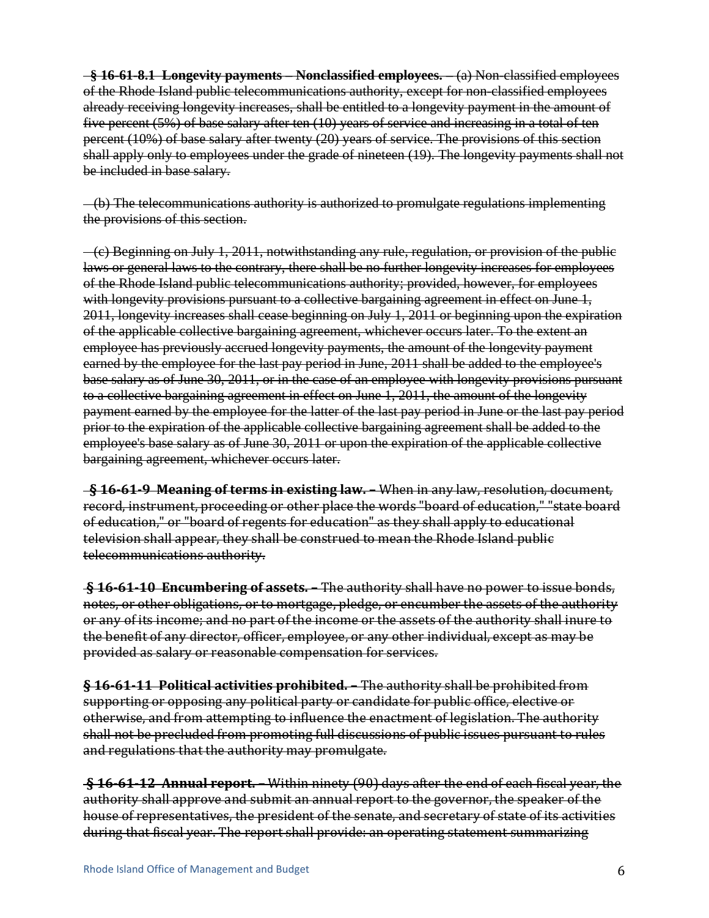~~**§ 16-61-8.1 Longevity payments – Nonclassified employees.** – (a) Non-classified employees of the Rhode Island public telecommunications authority, except for non-classified employees already receiving longevity increases, shall be entitled to a longevity payment in the amount of five percent (5%) of base salary after ten (10) years of service and increasing in a total of ten percent (10%) of base salary after twenty (20) years of service. The provisions of this section shall apply only to employees under the grade of nineteen (19). The longevity payments shall not be included in base salary.~~

~~(b) The telecommunications authority is authorized to promulgate regulations implementing the provisions of this section.~~

~~(c) Beginning on July 1, 2011, notwithstanding any rule, regulation, or provision of the public laws or general laws to the contrary, there shall be no further longevity increases for employees of the Rhode Island public telecommunications authority; provided, however, for employees with longevity provisions pursuant to a collective bargaining agreement in effect on June 1, 2011, longevity increases shall cease beginning on July 1, 2011 or beginning upon the expiration of the applicable collective bargaining agreement, whichever occurs later. To the extent an employee has previously accrued longevity payments, the amount of the longevity payment earned by the employee for the last pay period in June, 2011 shall be added to the employee's base salary as of June 30, 2011, or in the case of an employee with longevity provisions pursuant to a collective bargaining agreement in effect on June 1, 2011, the amount of the longevity payment earned by the employee for the latter of the last pay period in June or the last pay period prior to the expiration of the applicable collective bargaining agreement shall be added to the employee's base salary as of June 30, 2011 or upon the expiration of the applicable collective bargaining agreement, whichever occurs later.~~

~~**§ 16-61-9 Meaning of terms in existing law.** – When in any law, resolution, document, record, instrument, proceeding or other place the words "board of education," "state board of education," or "board of regents for education" as they shall apply to educational television shall appear, they shall be construed to mean the Rhode Island public telecommunications authority.~~

~~**§ 16-61-10 Encumbering of assets.** – The authority shall have no power to issue bonds, notes, or other obligations, or to mortgage, pledge, or encumber the assets of the authority or any of its income; and no part of the income or the assets of the authority shall inure to the benefit of any director, officer, employee, or any other individual, except as may be provided as salary or reasonable compensation for services.~~

~~**§ 16-61-11 Political activities prohibited.** – The authority shall be prohibited from supporting or opposing any political party or candidate for public office, elective or otherwise, and from attempting to influence the enactment of legislation. The authority shall not be precluded from promoting full discussions of public issues pursuant to rules and regulations that the authority may promulgate.~~

~~**§ 16-61-12 Annual report.** – Within ninety (90) days after the end of each fiscal year, the authority shall approve and submit an annual report to the governor, the speaker of the house of representatives, the president of the senate, and secretary of state of its activities during that fiscal year. The report shall provide: an operating statement summarizing~~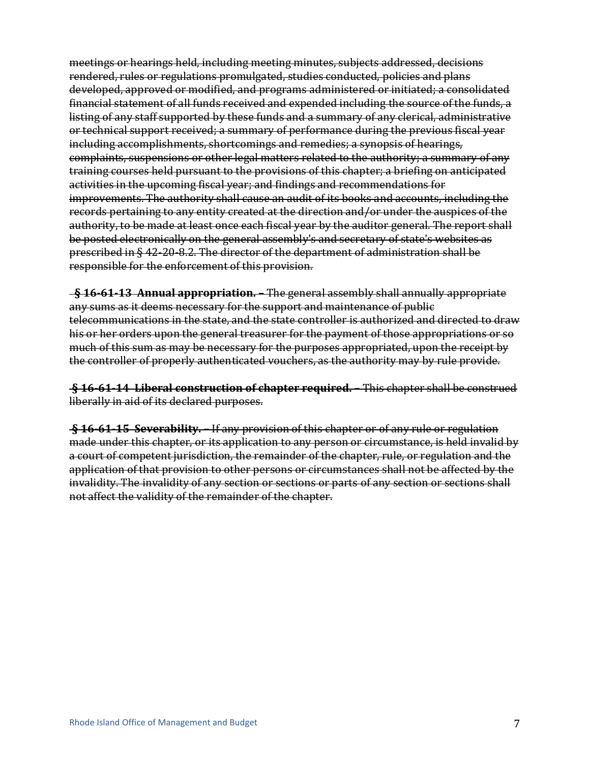~~meetings or hearings held, including meeting minutes, subjects addressed, decisions rendered, rules or regulations promulgated, studies conducted, policies and plans developed, approved or modified, and programs administered or initiated; a consolidated financial statement of all funds received and expended including the source of the funds, a listing of any staff supported by these funds and a summary of any clerical, administrative or technical support received; a summary of performance during the previous fiscal year including accomplishments, shortcomings and remedies; a synopsis of hearings, complaints, suspensions or other legal matters related to the authority; a summary of any training courses held pursuant to the provisions of this chapter; a briefing on anticipated activities in the upcoming fiscal year; and findings and recommendations for improvements. The authority shall cause an audit of its books and accounts, including the records pertaining to any entity created at the direction and/or under the auspices of the authority, to be made at least once each fiscal year by the auditor general. The report shall be posted electronically on the general assembly's and secretary of state's websites as prescribed in § 42-20-8.2. The director of the department of administration shall be responsible for the enforcement of this provision.~~

~~**§ 16-61-13 Annual appropriation. –** The general assembly shall annually appropriate any sums as it deems necessary for the support and maintenance of public telecommunications in the state, and the state controller is authorized and directed to draw his or her orders upon the general treasurer for the payment of those appropriations or so much of this sum as may be necessary for the purposes appropriated, upon the receipt by the controller of properly authenticated vouchers, as the authority may by rule provide.~~

~~**§ 16-61-14 Liberal construction of chapter required. –** This chapter shall be construed liberally in aid of its declared purposes.~~

~~**§ 16-61-15 Severability. –** If any provision of this chapter or of any rule or regulation made under this chapter, or its application to any person or circumstance, is held invalid by a court of competent jurisdiction, the remainder of the chapter, rule, or regulation and the application of that provision to other persons or circumstances shall not be affected by the invalidity. The invalidity of any section or sections or parts of any section or sections shall not affect the validity of the remainder of the chapter.~~